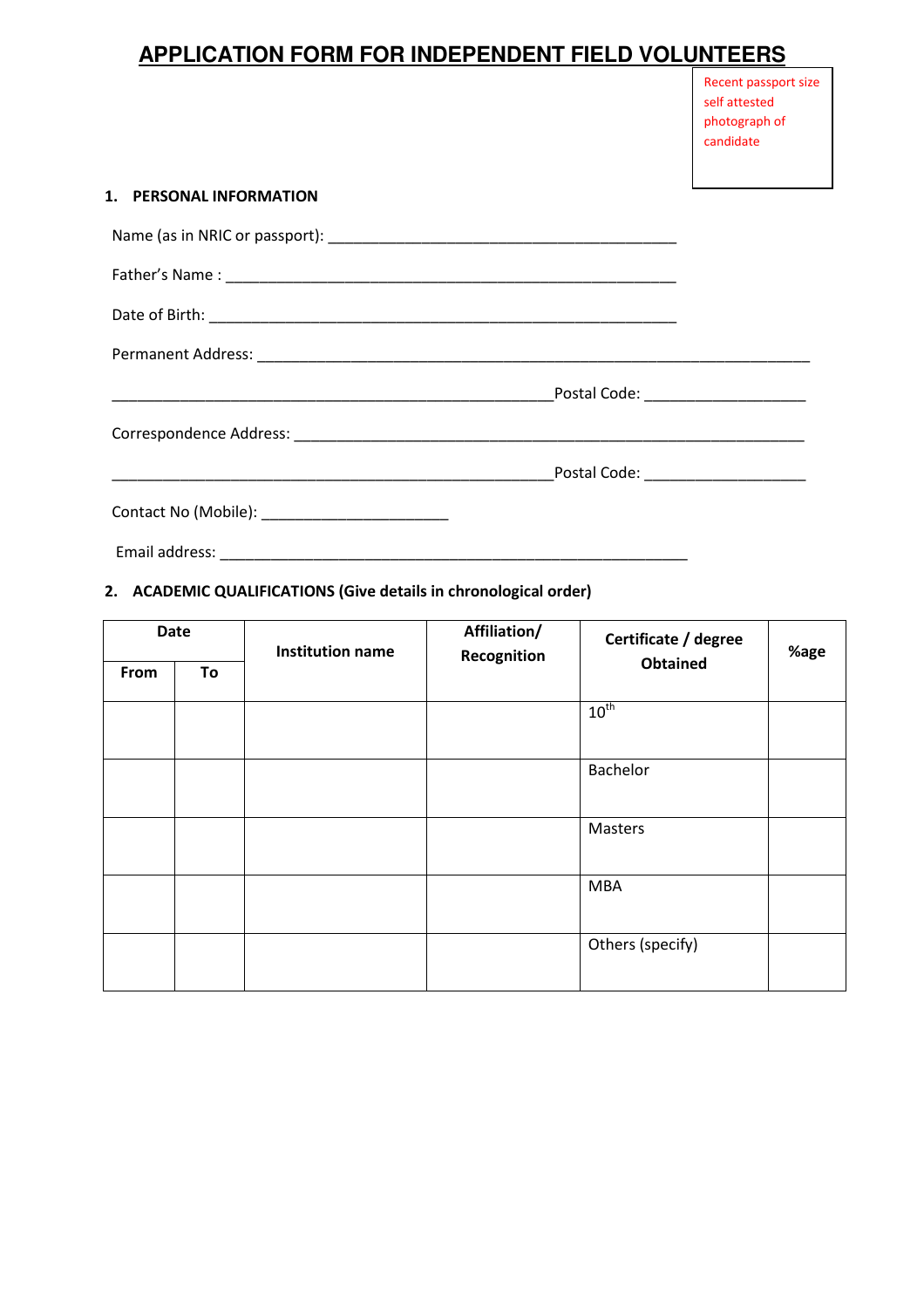# APPLICATION FORM FOR INDEPENDENT FIELD VOLUNTEERS

Recent passport size self attested photograph of candidate

## 1. PERSONAL INFORMATION

Name (as in NRIC or passport): ________________________________________

Father's Name : ________________________________________

Date of Birth: ________________________________________

Permanent Address: ________________________________________

________________________________________ Postal Code: ________________

Correspondence Address: ________________________________________

________________________________________ Postal Code: ________________

Contact No (Mobile): ____________________

Email address: ________________________________________

## 2. ACADEMIC QUALIFICATIONS (Give details in chronological order)

| Date | | Institution name | Affiliation/ Recognition | Certificate / degree Obtained | %age |
|---|---|---|---|---|---|
| From | To | | | | |
| | | | | $10^{th}$ | |
| | | | | Bachelor | |
| | | | | Masters | |
| | | | | MBA | |
| | | | | Others (specify) | |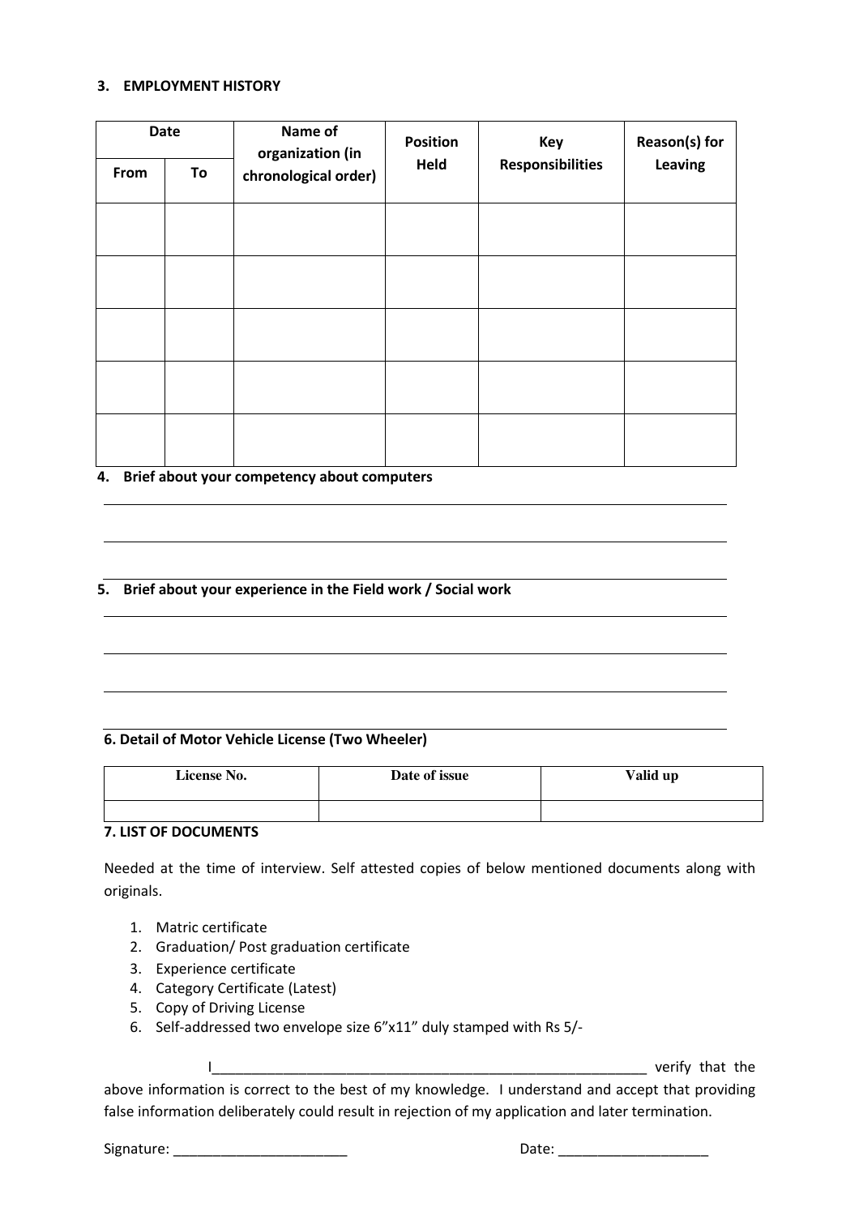### 3. EMPLOYMENT HISTORY

| Date | | Name of organization (in chronological order) | Position Held | Key Responsibilities | Reason(s) for Leaving |
|---|---|---|---|---|---|
| From | To | | | | |
| | | | | | |
| | | | | | |
| | | | | | |
| | | | | | |
| | | | | | |

### 4. Brief about your competency about computers

_______________________________________________________________

_______________________________________________________________

_______________________________________________________________

### 5. Brief about your experience in the Field work / Social work

_______________________________________________________________

_______________________________________________________________

_______________________________________________________________

_______________________________________________________________

### 6. Detail of Motor Vehicle License (Two Wheeler)

| License No. | Date of issue | Valid up |
|---|---|---|
| | | |

### 7. LIST OF DOCUMENTS

Needed at the time of interview. Self attested copies of below mentioned documents along with originals.

1. Matric certificate
2. Graduation/ Post graduation certificate
3. Experience certificate
4. Category Certificate (Latest)
5. Copy of Driving License
6. Self-addressed two envelope size 6"x11" duly stamped with Rs 5/-

I_______________________________________________________ verify that the above information is correct to the best of my knowledge. I understand and accept that providing false information deliberately could result in rejection of my application and later termination.

Signature: ______________________ Date: ___________________